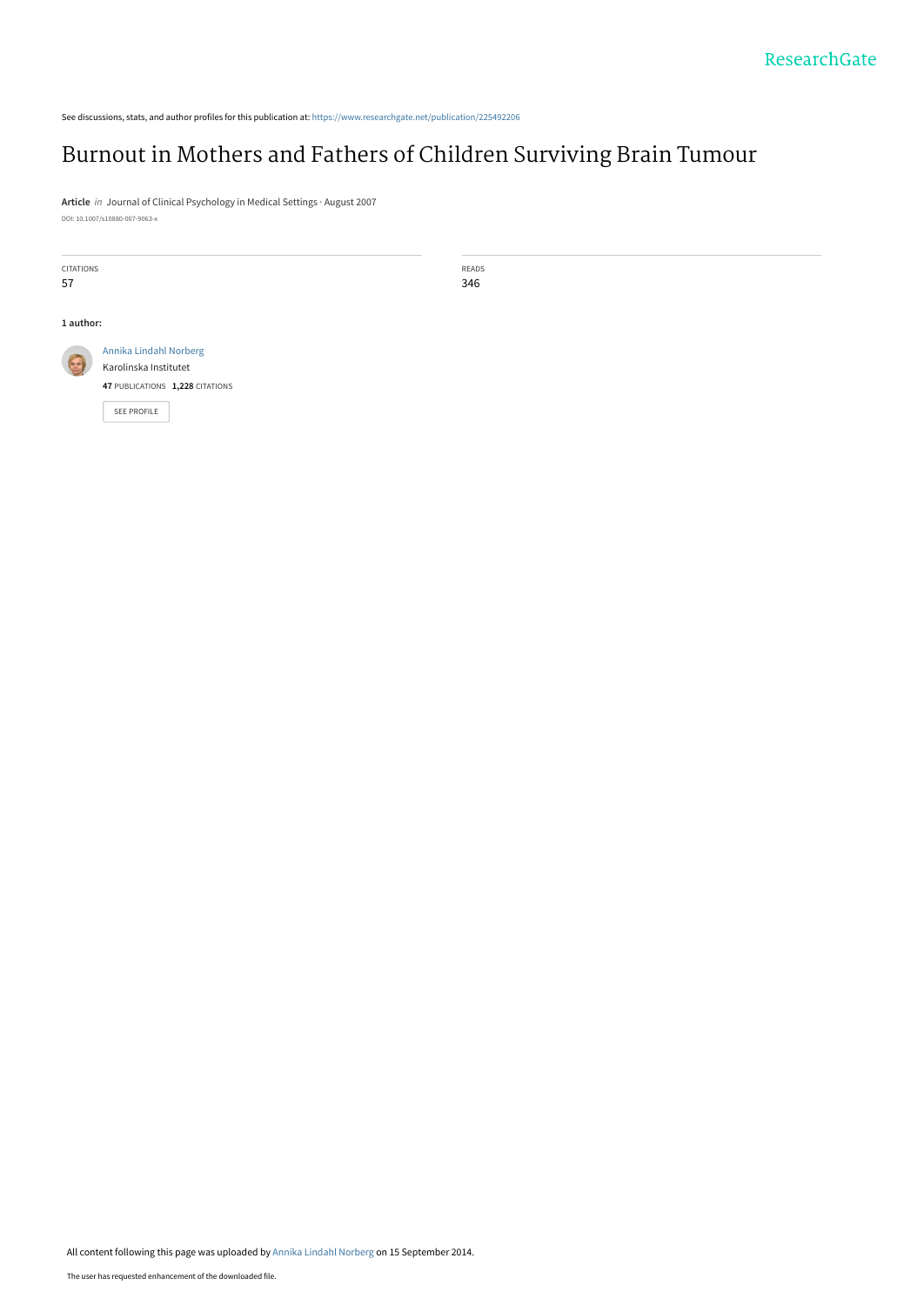See discussions, stats, and author profiles for this publication at: https://www.researchgate.net/publication/225492206

# Burnout in Mothers and Fathers of Children Surviving Brain Tumour

**Article** *in* Journal of Clinical Psychology in Medical Settings · August 2007

DOI: 10.1007/s10880-007-9063-x

| CITATIONS | READS |
|---|---|
| 57 | 346 |

**1 author:**

Annika Lindahl Norberg
Karolinska Institutet
**47** PUBLICATIONS **1,228** CITATIONS

SEE PROFILE

All content following this page was uploaded by Annika Lindahl Norberg on 15 September 2014.

The user has requested enhancement of the downloaded file.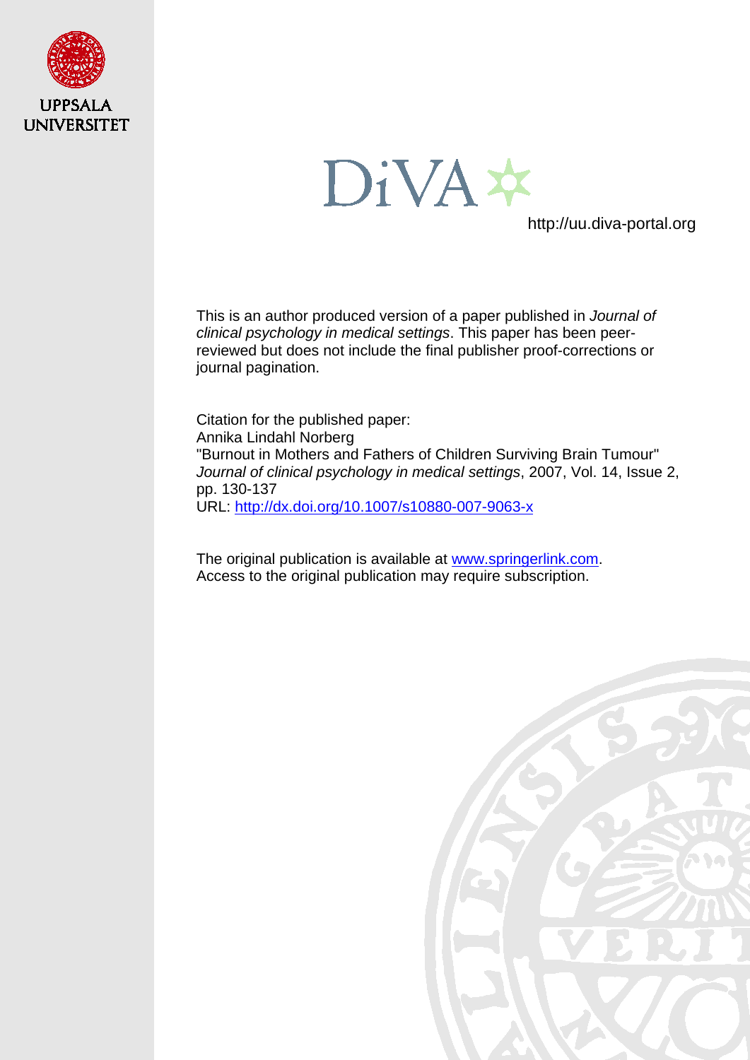UPPSALA UNIVERSITET

DiVA

http://uu.diva-portal.org

This is an author produced version of a paper published in *Journal of clinical psychology in medical settings*. This paper has been peer-reviewed but does not include the final publisher proof-corrections or journal pagination.

Citation for the published paper:
Annika Lindahl Norberg
"Burnout in Mothers and Fathers of Children Surviving Brain Tumour"
*Journal of clinical psychology in medical settings*, 2007, Vol. 14, Issue 2, pp. 130-137
URL: http://dx.doi.org/10.1007/s10880-007-9063-x

The original publication is available at www.springerlink.com.
Access to the original publication may require subscription.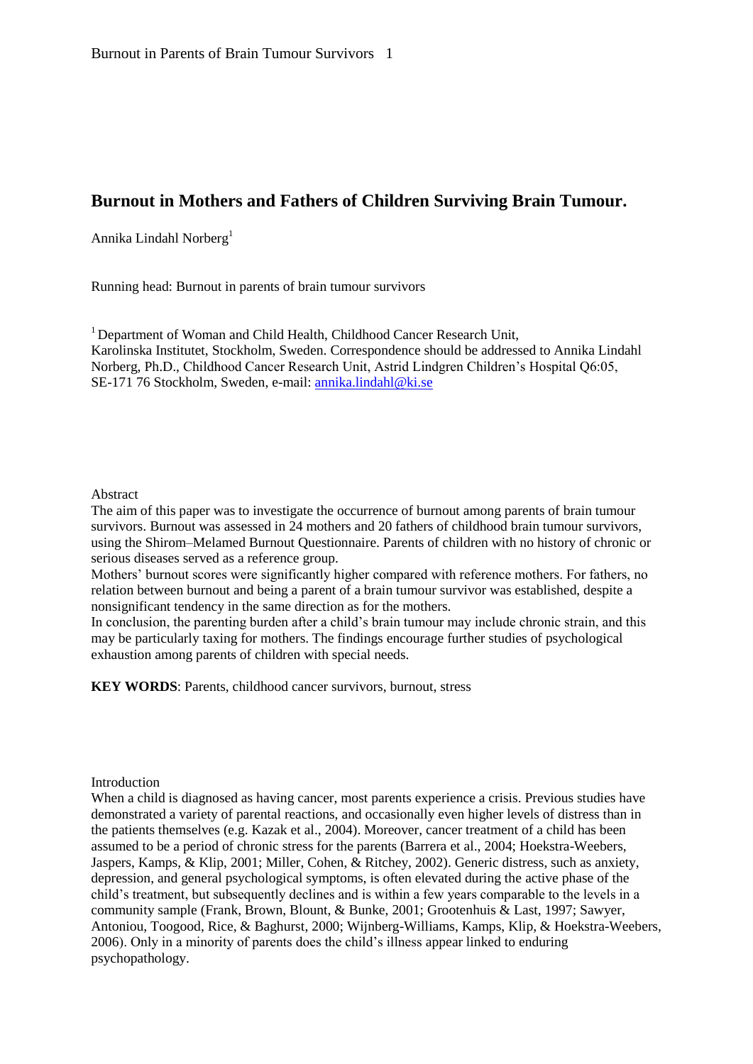# Burnout in Mothers and Fathers of Children Surviving Brain Tumour.

Annika Lindahl Norberg[1]

Running head: Burnout in parents of brain tumour survivors

[1] Department of Woman and Child Health, Childhood Cancer Research Unit, Karolinska Institutet, Stockholm, Sweden. Correspondence should be addressed to Annika Lindahl Norberg, Ph.D., Childhood Cancer Research Unit, Astrid Lindgren Children's Hospital Q6:05, SE-171 76 Stockholm, Sweden, e-mail: annika.lindahl@ki.se

## Abstract

The aim of this paper was to investigate the occurrence of burnout among parents of brain tumour survivors. Burnout was assessed in 24 mothers and 20 fathers of childhood brain tumour survivors, using the Shirom–Melamed Burnout Questionnaire. Parents of children with no history of chronic or serious diseases served as a reference group.

Mothers' burnout scores were significantly higher compared with reference mothers. For fathers, no relation between burnout and being a parent of a brain tumour survivor was established, despite a nonsignificant tendency in the same direction as for the mothers.

In conclusion, the parenting burden after a child's brain tumour may include chronic strain, and this may be particularly taxing for mothers. The findings encourage further studies of psychological exhaustion among parents of children with special needs.

**KEY WORDS**: Parents, childhood cancer survivors, burnout, stress

## Introduction

When a child is diagnosed as having cancer, most parents experience a crisis. Previous studies have demonstrated a variety of parental reactions, and occasionally even higher levels of distress than in the patients themselves (e.g. Kazak et al., 2004). Moreover, cancer treatment of a child has been assumed to be a period of chronic stress for the parents (Barrera et al., 2004; Hoekstra-Weebers, Jaspers, Kamps, & Klip, 2001; Miller, Cohen, & Ritchey, 2002). Generic distress, such as anxiety, depression, and general psychological symptoms, is often elevated during the active phase of the child's treatment, but subsequently declines and is within a few years comparable to the levels in a community sample (Frank, Brown, Blount, & Bunke, 2001; Grootenhuis & Last, 1997; Sawyer, Antoniou, Toogood, Rice, & Baghurst, 2000; Wijnberg-Williams, Kamps, Klip, & Hoekstra-Weebers, 2006). Only in a minority of parents does the child's illness appear linked to enduring psychopathology.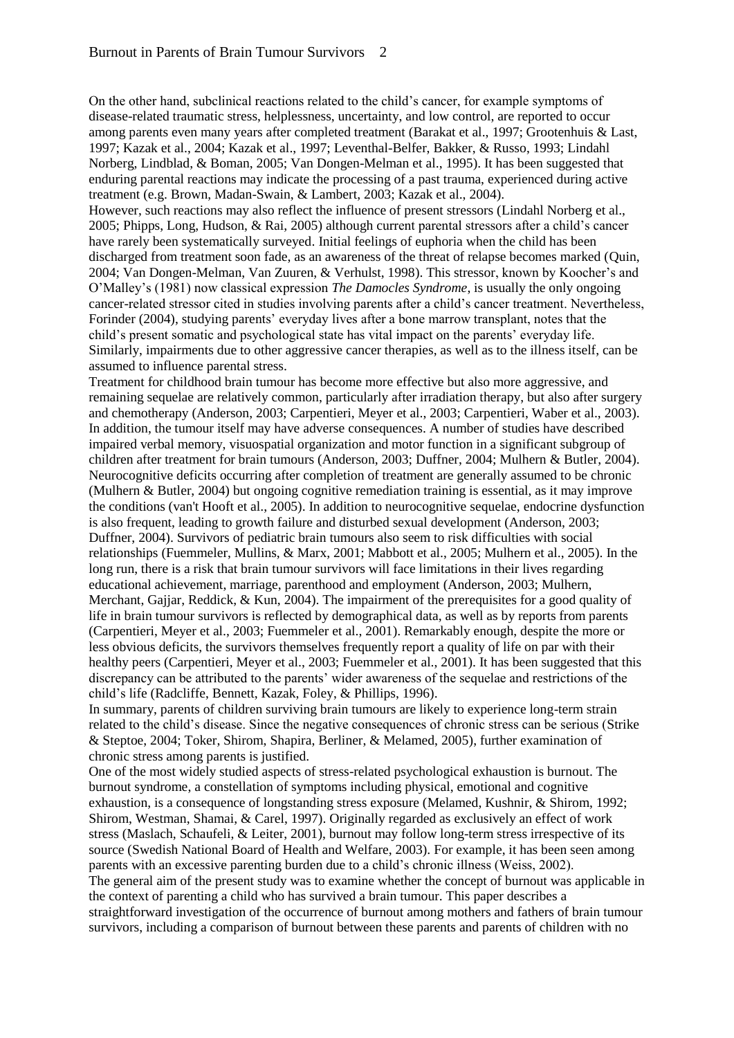On the other hand, subclinical reactions related to the child's cancer, for example symptoms of disease-related traumatic stress, helplessness, uncertainty, and low control, are reported to occur among parents even many years after completed treatment (Barakat et al., 1997; Grootenhuis & Last, 1997; Kazak et al., 2004; Kazak et al., 1997; Leventhal-Belfer, Bakker, & Russo, 1993; Lindahl Norberg, Lindblad, & Boman, 2005; Van Dongen-Melman et al., 1995). It has been suggested that enduring parental reactions may indicate the processing of a past trauma, experienced during active treatment (e.g. Brown, Madan-Swain, & Lambert, 2003; Kazak et al., 2004).

However, such reactions may also reflect the influence of present stressors (Lindahl Norberg et al., 2005; Phipps, Long, Hudson, & Rai, 2005) although current parental stressors after a child's cancer have rarely been systematically surveyed. Initial feelings of euphoria when the child has been discharged from treatment soon fade, as an awareness of the threat of relapse becomes marked (Quin, 2004; Van Dongen-Melman, Van Zuuren, & Verhulst, 1998). This stressor, known by Koocher's and O'Malley's (1981) now classical expression *The Damocles Syndrome*, is usually the only ongoing cancer-related stressor cited in studies involving parents after a child's cancer treatment. Nevertheless, Forinder (2004), studying parents' everyday lives after a bone marrow transplant, notes that the child's present somatic and psychological state has vital impact on the parents' everyday life. Similarly, impairments due to other aggressive cancer therapies, as well as to the illness itself, can be assumed to influence parental stress.

Treatment for childhood brain tumour has become more effective but also more aggressive, and remaining sequelae are relatively common, particularly after irradiation therapy, but also after surgery and chemotherapy (Anderson, 2003; Carpentieri, Meyer et al., 2003; Carpentieri, Waber et al., 2003). In addition, the tumour itself may have adverse consequences. A number of studies have described impaired verbal memory, visuospatial organization and motor function in a significant subgroup of children after treatment for brain tumours (Anderson, 2003; Duffner, 2004; Mulhern & Butler, 2004). Neurocognitive deficits occurring after completion of treatment are generally assumed to be chronic (Mulhern & Butler, 2004) but ongoing cognitive remediation training is essential, as it may improve the conditions (van't Hooft et al., 2005). In addition to neurocognitive sequelae, endocrine dysfunction is also frequent, leading to growth failure and disturbed sexual development (Anderson, 2003; Duffner, 2004). Survivors of pediatric brain tumours also seem to risk difficulties with social relationships (Fuemmeler, Mullins, & Marx, 2001; Mabbott et al., 2005; Mulhern et al., 2005). In the long run, there is a risk that brain tumour survivors will face limitations in their lives regarding educational achievement, marriage, parenthood and employment (Anderson, 2003; Mulhern, Merchant, Gajjar, Reddick, & Kun, 2004). The impairment of the prerequisites for a good quality of life in brain tumour survivors is reflected by demographical data, as well as by reports from parents (Carpentieri, Meyer et al., 2003; Fuemmeler et al., 2001). Remarkably enough, despite the more or less obvious deficits, the survivors themselves frequently report a quality of life on par with their healthy peers (Carpentieri, Meyer et al., 2003; Fuemmeler et al., 2001). It has been suggested that this discrepancy can be attributed to the parents' wider awareness of the sequelae and restrictions of the child's life (Radcliffe, Bennett, Kazak, Foley, & Phillips, 1996).

In summary, parents of children surviving brain tumours are likely to experience long-term strain related to the child's disease. Since the negative consequences of chronic stress can be serious (Strike & Steptoe, 2004; Toker, Shirom, Shapira, Berliner, & Melamed, 2005), further examination of chronic stress among parents is justified.

One of the most widely studied aspects of stress-related psychological exhaustion is burnout. The burnout syndrome, a constellation of symptoms including physical, emotional and cognitive exhaustion, is a consequence of longstanding stress exposure (Melamed, Kushnir, & Shirom, 1992; Shirom, Westman, Shamai, & Carel, 1997). Originally regarded as exclusively an effect of work stress (Maslach, Schaufeli, & Leiter, 2001), burnout may follow long-term stress irrespective of its source (Swedish National Board of Health and Welfare, 2003). For example, it has been seen among parents with an excessive parenting burden due to a child's chronic illness (Weiss, 2002).

The general aim of the present study was to examine whether the concept of burnout was applicable in the context of parenting a child who has survived a brain tumour. This paper describes a straightforward investigation of the occurrence of burnout among mothers and fathers of brain tumour survivors, including a comparison of burnout between these parents and parents of children with no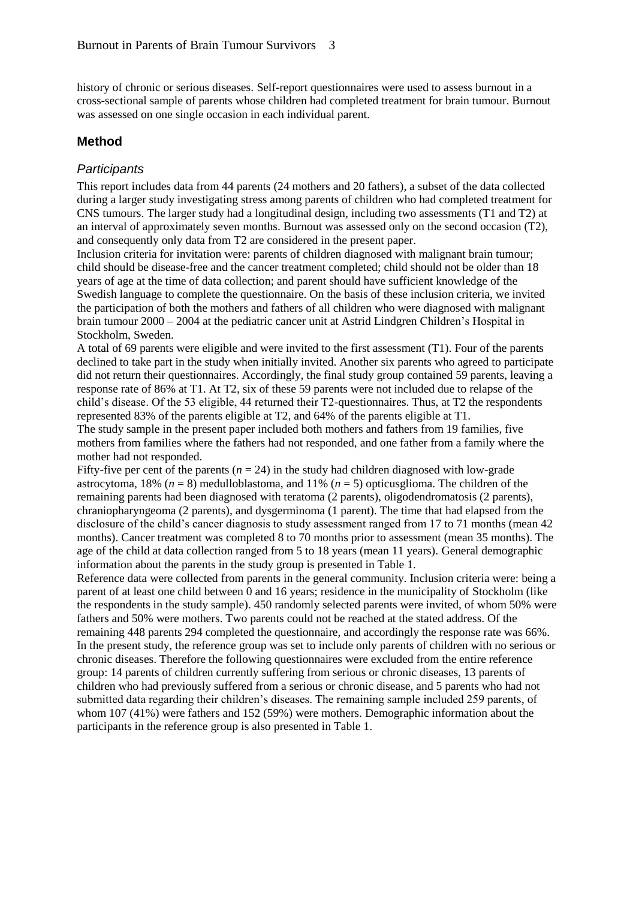history of chronic or serious diseases. Self-report questionnaires were used to assess burnout in a cross-sectional sample of parents whose children had completed treatment for brain tumour. Burnout was assessed on one single occasion in each individual parent.

## Method

### *Participants*

This report includes data from 44 parents (24 mothers and 20 fathers), a subset of the data collected during a larger study investigating stress among parents of children who had completed treatment for CNS tumours. The larger study had a longitudinal design, including two assessments (T1 and T2) at an interval of approximately seven months. Burnout was assessed only on the second occasion (T2), and consequently only data from T2 are considered in the present paper.

Inclusion criteria for invitation were: parents of children diagnosed with malignant brain tumour; child should be disease-free and the cancer treatment completed; child should not be older than 18 years of age at the time of data collection; and parent should have sufficient knowledge of the Swedish language to complete the questionnaire. On the basis of these inclusion criteria, we invited the participation of both the mothers and fathers of all children who were diagnosed with malignant brain tumour 2000 – 2004 at the pediatric cancer unit at Astrid Lindgren Children's Hospital in Stockholm, Sweden.

A total of 69 parents were eligible and were invited to the first assessment (T1). Four of the parents declined to take part in the study when initially invited. Another six parents who agreed to participate did not return their questionnaires. Accordingly, the final study group contained 59 parents, leaving a response rate of 86% at T1. At T2, six of these 59 parents were not included due to relapse of the child's disease. Of the 53 eligible, 44 returned their T2-questionnaires. Thus, at T2 the respondents represented 83% of the parents eligible at T2, and 64% of the parents eligible at T1.

The study sample in the present paper included both mothers and fathers from 19 families, five mothers from families where the fathers had not responded, and one father from a family where the mother had not responded.

Fifty-five per cent of the parents (*n* = 24) in the study had children diagnosed with low-grade astrocytoma, 18% (*n* = 8) medulloblastoma, and 11% (*n* = 5) opticusglioma. The children of the remaining parents had been diagnosed with teratoma (2 parents), oligodendromatosis (2 parents), chraniopharyngeoma (2 parents), and dysgerminoma (1 parent). The time that had elapsed from the disclosure of the child's cancer diagnosis to study assessment ranged from 17 to 71 months (mean 42 months). Cancer treatment was completed 8 to 70 months prior to assessment (mean 35 months). The age of the child at data collection ranged from 5 to 18 years (mean 11 years). General demographic information about the parents in the study group is presented in Table 1.

Reference data were collected from parents in the general community. Inclusion criteria were: being a parent of at least one child between 0 and 16 years; residence in the municipality of Stockholm (like the respondents in the study sample). 450 randomly selected parents were invited, of whom 50% were fathers and 50% were mothers. Two parents could not be reached at the stated address. Of the remaining 448 parents 294 completed the questionnaire, and accordingly the response rate was 66%. In the present study, the reference group was set to include only parents of children with no serious or chronic diseases. Therefore the following questionnaires were excluded from the entire reference group: 14 parents of children currently suffering from serious or chronic diseases, 13 parents of children who had previously suffered from a serious or chronic disease, and 5 parents who had not submitted data regarding their children's diseases. The remaining sample included 259 parents, of whom 107 (41%) were fathers and 152 (59%) were mothers. Demographic information about the participants in the reference group is also presented in Table 1.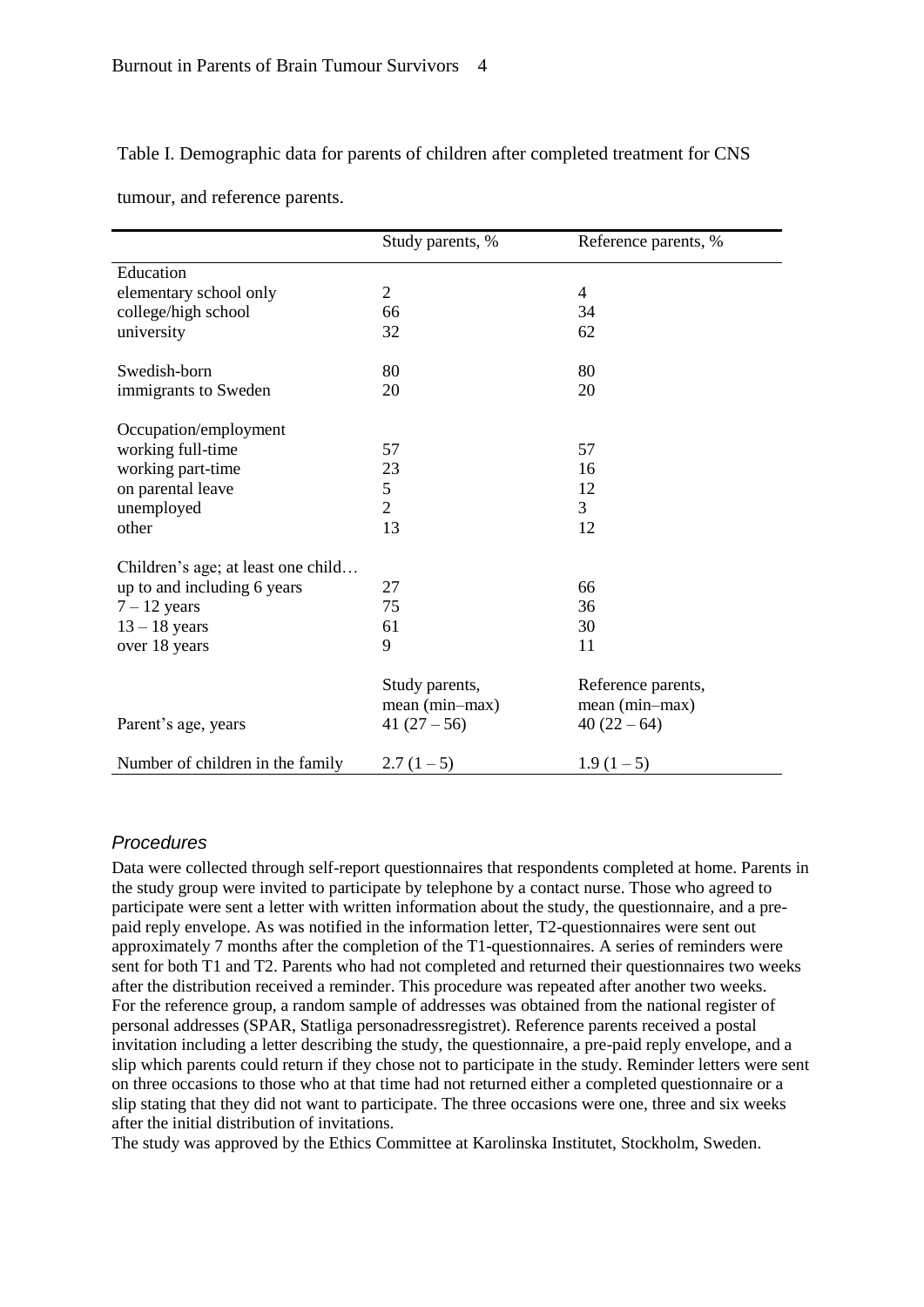Table I. Demographic data for parents of children after completed treatment for CNS tumour, and reference parents.

| | Study parents, % | Reference parents, % |
|---|---|---|
| Education | | |
| elementary school only | 2 | 4 |
| college/high school | 66 | 34 |
| university | 32 | 62 |
| | | |
| Swedish-born | 80 | 80 |
| immigrants to Sweden | 20 | 20 |
| | | |
| Occupation/employment | | |
| working full-time | 57 | 57 |
| working part-time | 23 | 16 |
| on parental leave | 5 | 12 |
| unemployed | 2 | 3 |
| other | 13 | 12 |
| | | |
| Children's age; at least one child… | | |
| up to and including 6 years | 27 | 66 |
| 7 – 12 years | 75 | 36 |
| 13 – 18 years | 61 | 30 |
| over 18 years | 9 | 11 |
| | Study parents, mean (min–max) | Reference parents, mean (min–max) |
| Parent's age, years | 41 (27 – 56) | 40 (22 – 64) |
| | | |
| Number of children in the family | 2.7 (1 – 5) | 1.9 (1 – 5) |

### *Procedures*

Data were collected through self-report questionnaires that respondents completed at home. Parents in the study group were invited to participate by telephone by a contact nurse. Those who agreed to participate were sent a letter with written information about the study, the questionnaire, and a pre-paid reply envelope. As was notified in the information letter, T2-questionnaires were sent out approximately 7 months after the completion of the T1-questionnaires. A series of reminders were sent for both T1 and T2. Parents who had not completed and returned their questionnaires two weeks after the distribution received a reminder. This procedure was repeated after another two weeks.
For the reference group, a random sample of addresses was obtained from the national register of personal addresses (SPAR, Statliga personadressregistret). Reference parents received a postal invitation including a letter describing the study, the questionnaire, a pre-paid reply envelope, and a slip which parents could return if they chose not to participate in the study. Reminder letters were sent on three occasions to those who at that time had not returned either a completed questionnaire or a slip stating that they did not want to participate. The three occasions were one, three and six weeks after the initial distribution of invitations.
The study was approved by the Ethics Committee at Karolinska Institutet, Stockholm, Sweden.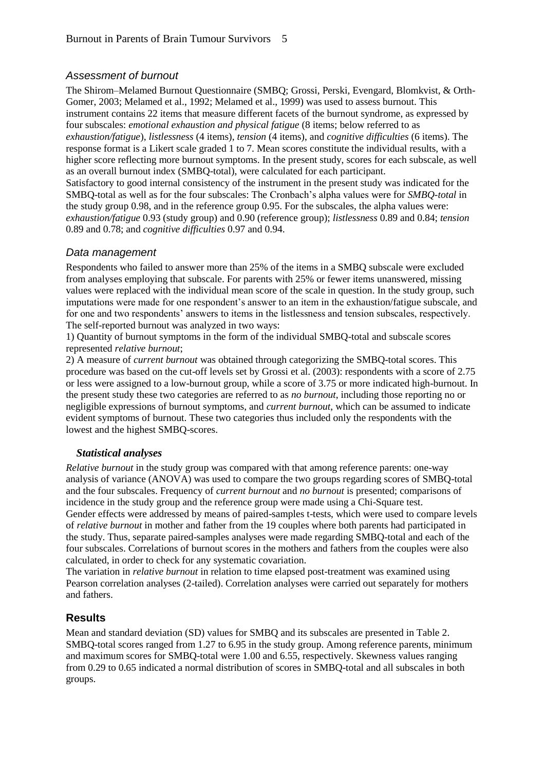### *Assessment of burnout*

The Shirom–Melamed Burnout Questionnaire (SMBQ; Grossi, Perski, Evengard, Blomkvist, & Orth-Gomer, 2003; Melamed et al., 1992; Melamed et al., 1999) was used to assess burnout. This instrument contains 22 items that measure different facets of the burnout syndrome, as expressed by four subscales: *emotional exhaustion and physical fatigue* (8 items; below referred to as *exhaustion/fatigue*), *listlessness* (4 items), *tension* (4 items), and *cognitive difficulties* (6 items). The response format is a Likert scale graded 1 to 7. Mean scores constitute the individual results, with a higher score reflecting more burnout symptoms. In the present study, scores for each subscale, as well as an overall burnout index (SMBQ-total), were calculated for each participant.
Satisfactory to good internal consistency of the instrument in the present study was indicated for the SMBQ-total as well as for the four subscales: The Cronbach's alpha values were for *SMBQ-total* in the study group 0.98, and in the reference group 0.95. For the subscales, the alpha values were: *exhaustion/fatigue* 0.93 (study group) and 0.90 (reference group); *listlessness* 0.89 and 0.84; *tension* 0.89 and 0.78; and *cognitive difficulties* 0.97 and 0.94.

### *Data management*

Respondents who failed to answer more than 25% of the items in a SMBQ subscale were excluded from analyses employing that subscale. For parents with 25% or fewer items unanswered, missing values were replaced with the individual mean score of the scale in question. In the study group, such imputations were made for one respondent's answer to an item in the exhaustion/fatigue subscale, and for one and two respondents' answers to items in the listlessness and tension subscales, respectively.
The self-reported burnout was analyzed in two ways:

1) Quantity of burnout symptoms in the form of the individual SMBQ-total and subscale scores represented *relative burnout*;

2) A measure of *current burnout* was obtained through categorizing the SMBQ-total scores. This procedure was based on the cut-off levels set by Grossi et al. (2003): respondents with a score of 2.75 or less were assigned to a low-burnout group, while a score of 3.75 or more indicated high-burnout. In the present study these two categories are referred to as *no burnout*, including those reporting no or negligible expressions of burnout symptoms, and *current burnout*, which can be assumed to indicate evident symptoms of burnout. These two categories thus included only the respondents with the lowest and the highest SMBQ-scores.

### ***Statistical analyses***

*Relative burnout* in the study group was compared with that among reference parents: one-way analysis of variance (ANOVA) was used to compare the two groups regarding scores of SMBQ-total and the four subscales. Frequency of *current burnout* and *no burnout* is presented; comparisons of incidence in the study group and the reference group were made using a Chi-Square test.
Gender effects were addressed by means of paired-samples t-tests, which were used to compare levels of *relative burnout* in mother and father from the 19 couples where both parents had participated in the study. Thus, separate paired-samples analyses were made regarding SMBQ-total and each of the four subscales. Correlations of burnout scores in the mothers and fathers from the couples were also calculated, in order to check for any systematic covariation.
The variation in *relative burnout* in relation to time elapsed post-treatment was examined using Pearson correlation analyses (2-tailed). Correlation analyses were carried out separately for mothers and fathers.

## **Results**

Mean and standard deviation (SD) values for SMBQ and its subscales are presented in Table 2. SMBQ-total scores ranged from 1.27 to 6.95 in the study group. Among reference parents, minimum and maximum scores for SMBQ-total were 1.00 and 6.55, respectively. Skewness values ranging from 0.29 to 0.65 indicated a normal distribution of scores in SMBQ-total and all subscales in both groups.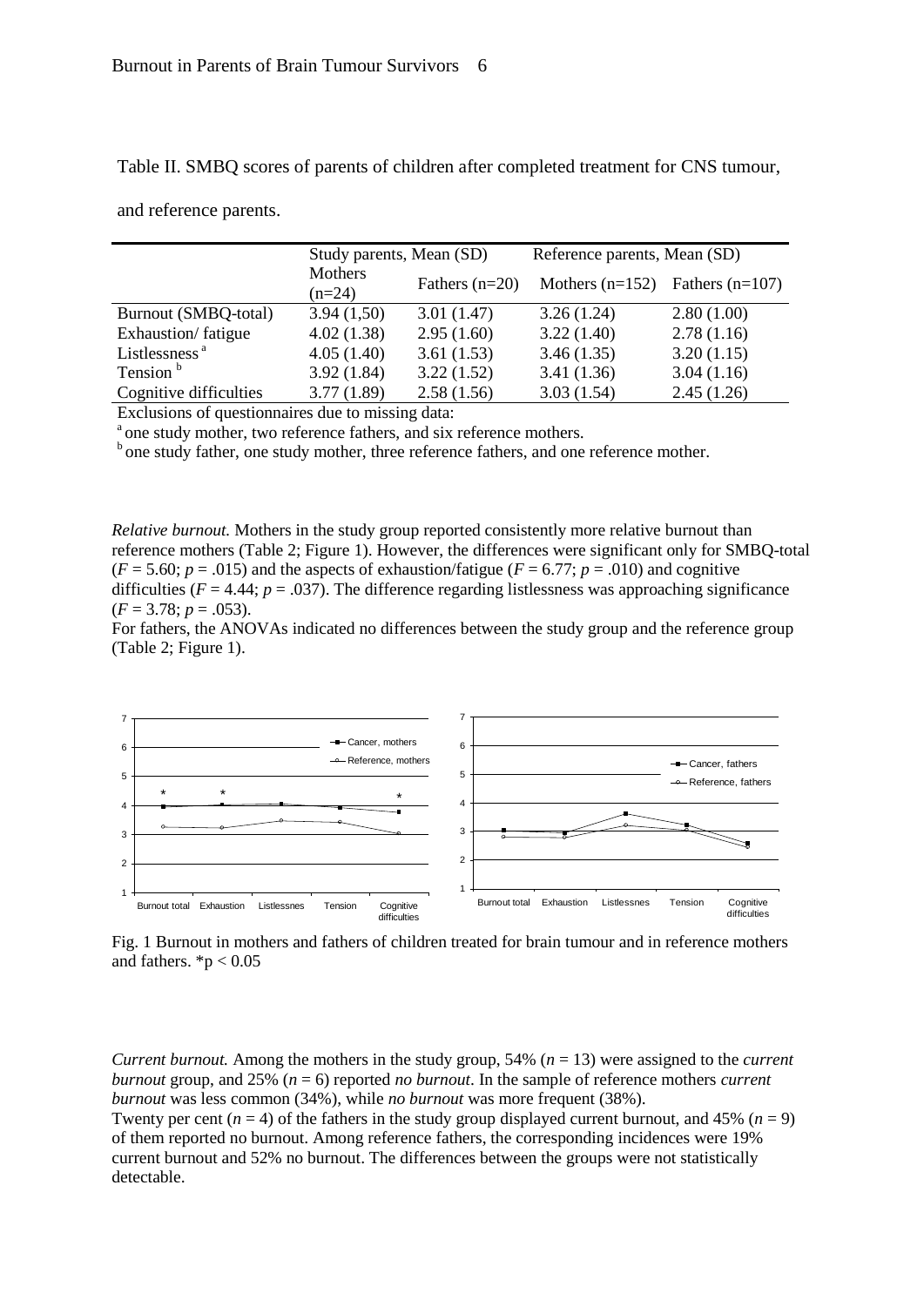Table II. SMBQ scores of parents of children after completed treatment for CNS tumour, and reference parents.

| | Study parents, Mean (SD) | | Reference parents, Mean (SD) | |
|---|---|---|---|---|
| | Mothers (n=24) | Fathers (n=20) | Mothers (n=152) | Fathers (n=107) |
| Burnout (SMBQ-total) | 3.94 (1,50) | 3.01 (1.47) | 3.26 (1.24) | 2.80 (1.00) |
| Exhaustion/ fatigue | 4.02 (1.38) | 2.95 (1.60) | 3.22 (1.40) | 2.78 (1.16) |
| Listlessness [a] | 4.05 (1.40) | 3.61 (1.53) | 3.46 (1.35) | 3.20 (1.15) |
| Tension [b] | 3.92 (1.84) | 3.22 (1.52) | 3.41 (1.36) | 3.04 (1.16) |
| Cognitive difficulties | 3.77 (1.89) | 2.58 (1.56) | 3.03 (1.54) | 2.45 (1.26) |

Exclusions of questionnaires due to missing data:

[a] one study mother, two reference fathers, and six reference mothers.

[b] one study father, one study mother, three reference fathers, and one reference mother.

*Relative burnout.* Mothers in the study group reported consistently more relative burnout than reference mothers (Table 2; Figure 1). However, the differences were significant only for SMBQ-total ($F = 5.60$; $p = .015$) and the aspects of exhaustion/fatigue ($F = 6.77$; $p = .010$) and cognitive difficulties ($F = 4.44$; $p = .037$). The difference regarding listlessness was approaching significance ($F = 3.78$; $p = .053$).

For fathers, the ANOVAs indicated no differences between the study group and the reference group (Table 2; Figure 1).

Fig. 1 Burnout in mothers and fathers of children treated for brain tumour and in reference mothers and fathers. $*p < 0.05$

*Current burnout.* Among the mothers in the study group, 54% ($n = 13$) were assigned to the *current burnout* group, and 25% ($n = 6$) reported *no burnout*. In the sample of reference mothers *current burnout* was less common (34%), while *no burnout* was more frequent (38%).

Twenty per cent ($n = 4$) of the fathers in the study group displayed current burnout, and 45% ($n = 9$) of them reported no burnout. Among reference fathers, the corresponding incidences were 19% current burnout and 52% no burnout. The differences between the groups were not statistically detectable.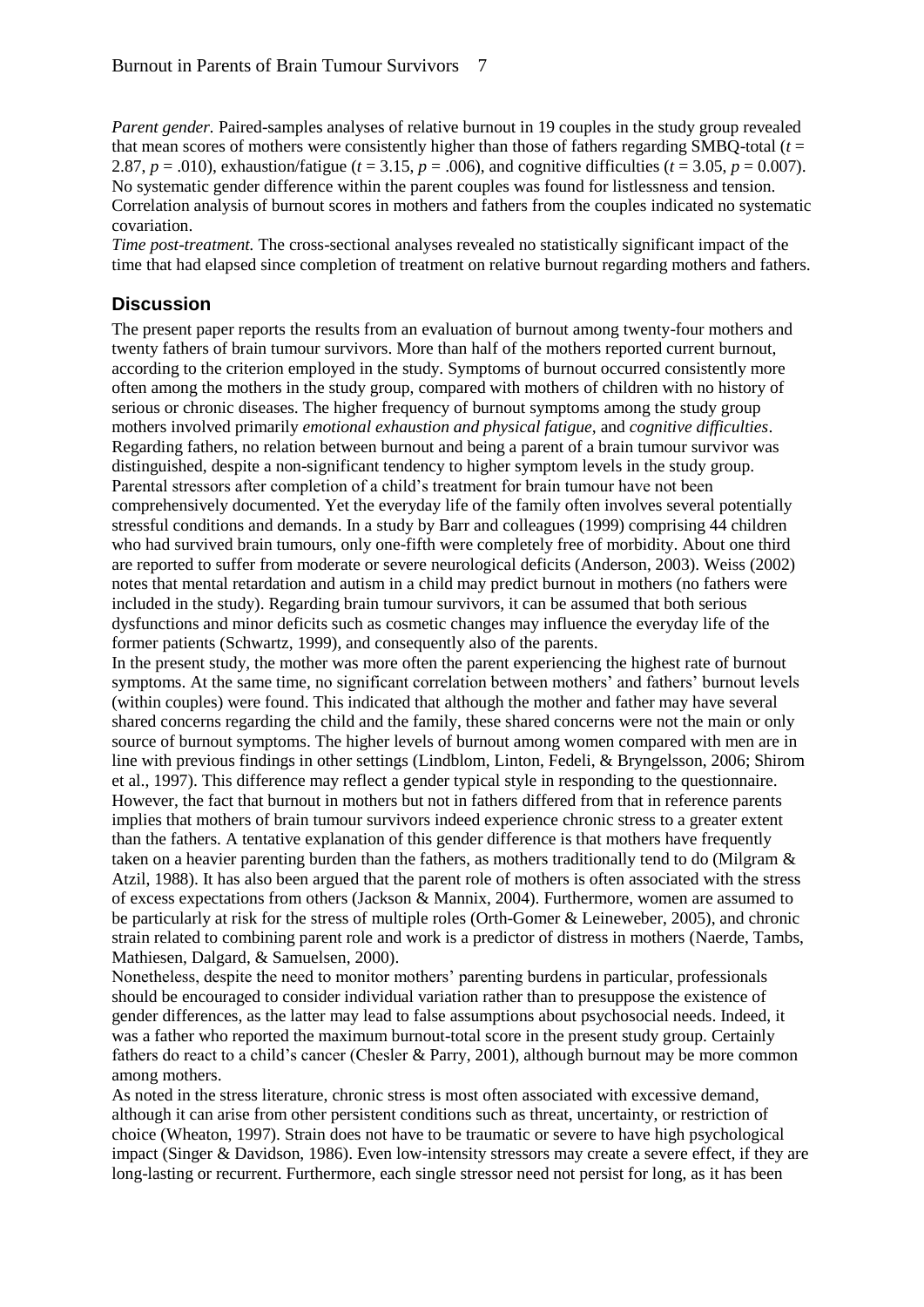*Parent gender.* Paired-samples analyses of relative burnout in 19 couples in the study group revealed that mean scores of mothers were consistently higher than those of fathers regarding SMBQ-total ($t$ = 2.87, $p$ = .010), exhaustion/fatigue ($t$ = 3.15, $p$ = .006), and cognitive difficulties ($t$ = 3.05, $p$ = 0.007). No systematic gender difference within the parent couples was found for listlessness and tension. Correlation analysis of burnout scores in mothers and fathers from the couples indicated no systematic covariation.

*Time post-treatment.* The cross-sectional analyses revealed no statistically significant impact of the time that had elapsed since completion of treatment on relative burnout regarding mothers and fathers.

## Discussion

The present paper reports the results from an evaluation of burnout among twenty-four mothers and twenty fathers of brain tumour survivors. More than half of the mothers reported current burnout, according to the criterion employed in the study. Symptoms of burnout occurred consistently more often among the mothers in the study group, compared with mothers of children with no history of serious or chronic diseases. The higher frequency of burnout symptoms among the study group mothers involved primarily *emotional exhaustion and physical fatigue*, and *cognitive difficulties*. Regarding fathers, no relation between burnout and being a parent of a brain tumour survivor was distinguished, despite a non-significant tendency to higher symptom levels in the study group.

Parental stressors after completion of a child's treatment for brain tumour have not been comprehensively documented. Yet the everyday life of the family often involves several potentially stressful conditions and demands. In a study by Barr and colleagues (1999) comprising 44 children who had survived brain tumours, only one-fifth were completely free of morbidity. About one third are reported to suffer from moderate or severe neurological deficits (Anderson, 2003). Weiss (2002) notes that mental retardation and autism in a child may predict burnout in mothers (no fathers were included in the study). Regarding brain tumour survivors, it can be assumed that both serious dysfunctions and minor deficits such as cosmetic changes may influence the everyday life of the former patients (Schwartz, 1999), and consequently also of the parents.

In the present study, the mother was more often the parent experiencing the highest rate of burnout symptoms. At the same time, no significant correlation between mothers' and fathers' burnout levels (within couples) were found. This indicated that although the mother and father may have several shared concerns regarding the child and the family, these shared concerns were not the main or only source of burnout symptoms. The higher levels of burnout among women compared with men are in line with previous findings in other settings (Lindblom, Linton, Fedeli, & Bryngelsson, 2006; Shirom et al., 1997). This difference may reflect a gender typical style in responding to the questionnaire. However, the fact that burnout in mothers but not in fathers differed from that in reference parents implies that mothers of brain tumour survivors indeed experience chronic stress to a greater extent than the fathers. A tentative explanation of this gender difference is that mothers have frequently taken on a heavier parenting burden than the fathers, as mothers traditionally tend to do (Milgram & Atzil, 1988). It has also been argued that the parent role of mothers is often associated with the stress of excess expectations from others (Jackson & Mannix, 2004). Furthermore, women are assumed to be particularly at risk for the stress of multiple roles (Orth-Gomer & Leineweber, 2005), and chronic strain related to combining parent role and work is a predictor of distress in mothers (Naerde, Tambs, Mathiesen, Dalgard, & Samuelsen, 2000).

Nonetheless, despite the need to monitor mothers' parenting burdens in particular, professionals should be encouraged to consider individual variation rather than to presuppose the existence of gender differences, as the latter may lead to false assumptions about psychosocial needs. Indeed, it was a father who reported the maximum burnout-total score in the present study group. Certainly fathers do react to a child's cancer (Chesler & Parry, 2001), although burnout may be more common among mothers.

As noted in the stress literature, chronic stress is most often associated with excessive demand, although it can arise from other persistent conditions such as threat, uncertainty, or restriction of choice (Wheaton, 1997). Strain does not have to be traumatic or severe to have high psychological impact (Singer & Davidson, 1986). Even low-intensity stressors may create a severe effect, if they are long-lasting or recurrent. Furthermore, each single stressor need not persist for long, as it has been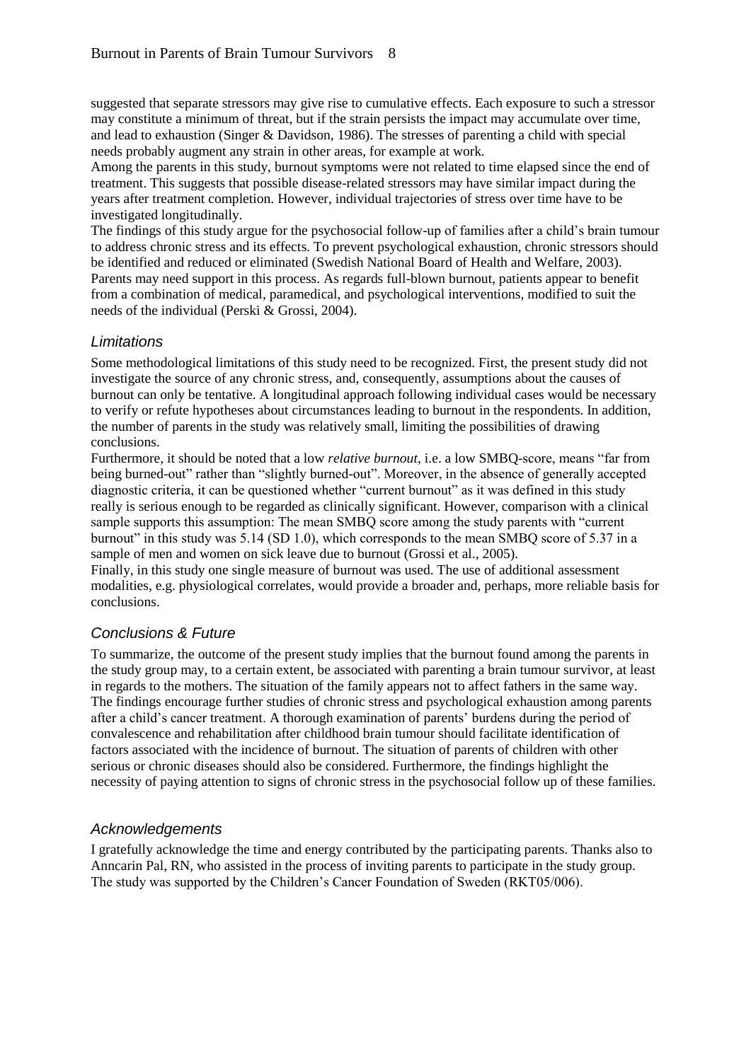suggested that separate stressors may give rise to cumulative effects. Each exposure to such a stressor may constitute a minimum of threat, but if the strain persists the impact may accumulate over time, and lead to exhaustion (Singer & Davidson, 1986). The stresses of parenting a child with special needs probably augment any strain in other areas, for example at work.

Among the parents in this study, burnout symptoms were not related to time elapsed since the end of treatment. This suggests that possible disease-related stressors may have similar impact during the years after treatment completion. However, individual trajectories of stress over time have to be investigated longitudinally.

The findings of this study argue for the psychosocial follow-up of families after a child's brain tumour to address chronic stress and its effects. To prevent psychological exhaustion, chronic stressors should be identified and reduced or eliminated (Swedish National Board of Health and Welfare, 2003). Parents may need support in this process. As regards full-blown burnout, patients appear to benefit from a combination of medical, paramedical, and psychological interventions, modified to suit the needs of the individual (Perski & Grossi, 2004).

### *Limitations*

Some methodological limitations of this study need to be recognized. First, the present study did not investigate the source of any chronic stress, and, consequently, assumptions about the causes of burnout can only be tentative. A longitudinal approach following individual cases would be necessary to verify or refute hypotheses about circumstances leading to burnout in the respondents. In addition, the number of parents in the study was relatively small, limiting the possibilities of drawing conclusions.

Furthermore, it should be noted that a low *relative burnout*, i.e. a low SMBQ-score, means "far from being burned-out" rather than "slightly burned-out". Moreover, in the absence of generally accepted diagnostic criteria, it can be questioned whether "current burnout" as it was defined in this study really is serious enough to be regarded as clinically significant. However, comparison with a clinical sample supports this assumption: The mean SMBQ score among the study parents with "current burnout" in this study was 5.14 (SD 1.0), which corresponds to the mean SMBQ score of 5.37 in a sample of men and women on sick leave due to burnout (Grossi et al., 2005).

Finally, in this study one single measure of burnout was used. The use of additional assessment modalities, e.g. physiological correlates, would provide a broader and, perhaps, more reliable basis for conclusions.

### *Conclusions & Future*

To summarize, the outcome of the present study implies that the burnout found among the parents in the study group may, to a certain extent, be associated with parenting a brain tumour survivor, at least in regards to the mothers. The situation of the family appears not to affect fathers in the same way. The findings encourage further studies of chronic stress and psychological exhaustion among parents after a child's cancer treatment. A thorough examination of parents' burdens during the period of convalescence and rehabilitation after childhood brain tumour should facilitate identification of factors associated with the incidence of burnout. The situation of parents of children with other serious or chronic diseases should also be considered. Furthermore, the findings highlight the necessity of paying attention to signs of chronic stress in the psychosocial follow up of these families.

### *Acknowledgements*

I gratefully acknowledge the time and energy contributed by the participating parents. Thanks also to Anncarin Pal, RN, who assisted in the process of inviting parents to participate in the study group. The study was supported by the Children's Cancer Foundation of Sweden (RKT05/006).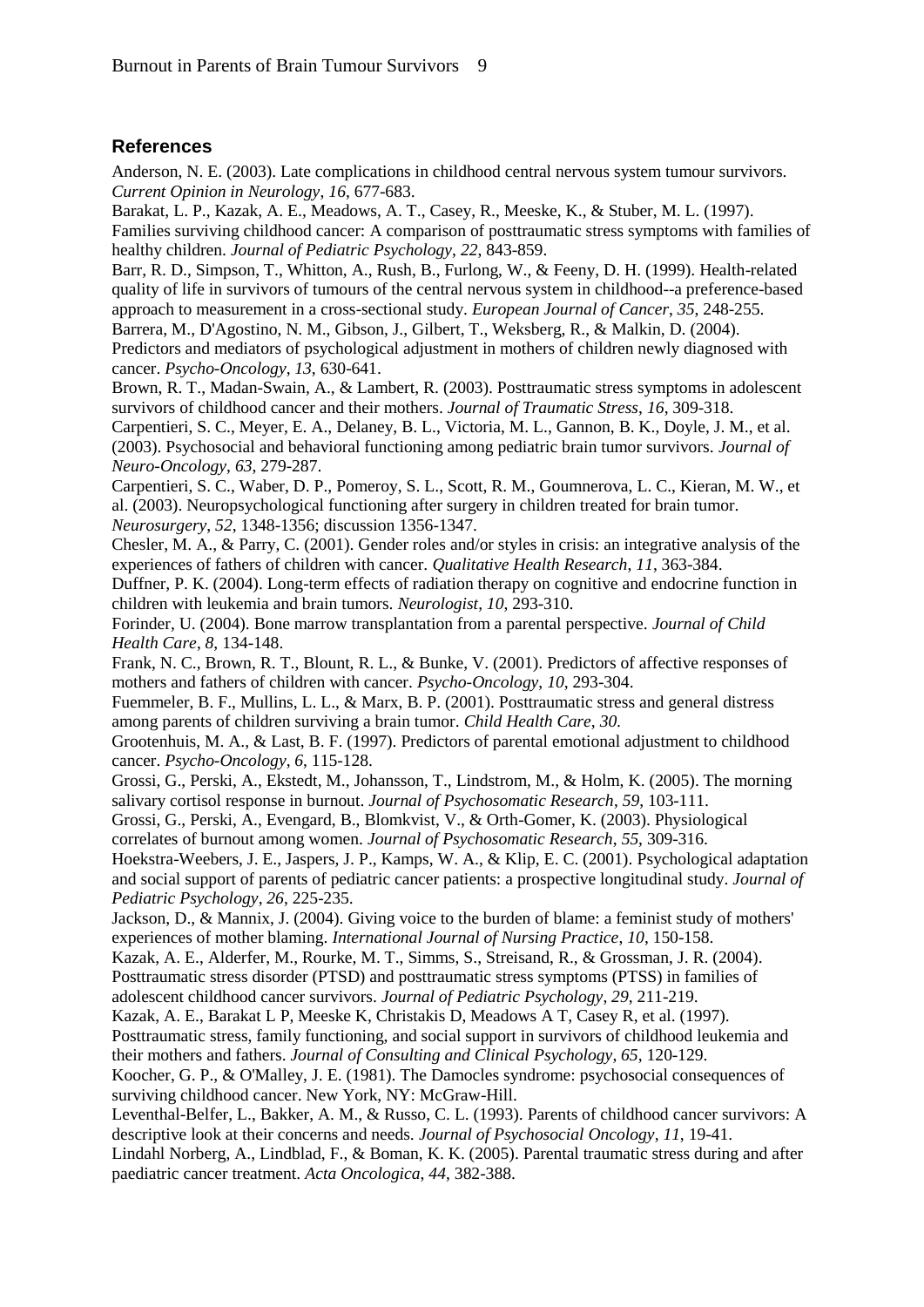## References

Anderson, N. E. (2003). Late complications in childhood central nervous system tumour survivors. *Current Opinion in Neurology*, *16*, 677-683.

Barakat, L. P., Kazak, A. E., Meadows, A. T., Casey, R., Meeske, K., & Stuber, M. L. (1997). Families surviving childhood cancer: A comparison of posttraumatic stress symptoms with families of healthy children. *Journal of Pediatric Psychology*, *22*, 843-859.

Barr, R. D., Simpson, T., Whitton, A., Rush, B., Furlong, W., & Feeny, D. H. (1999). Health-related quality of life in survivors of tumours of the central nervous system in childhood--a preference-based approach to measurement in a cross-sectional study. *European Journal of Cancer*, *35*, 248-255.

Barrera, M., D'Agostino, N. M., Gibson, J., Gilbert, T., Weksberg, R., & Malkin, D. (2004). Predictors and mediators of psychological adjustment in mothers of children newly diagnosed with cancer. *Psycho-Oncology*, *13*, 630-641.

Brown, R. T., Madan-Swain, A., & Lambert, R. (2003). Posttraumatic stress symptoms in adolescent survivors of childhood cancer and their mothers. *Journal of Traumatic Stress*, *16*, 309-318.

Carpentieri, S. C., Meyer, E. A., Delaney, B. L., Victoria, M. L., Gannon, B. K., Doyle, J. M., et al. (2003). Psychosocial and behavioral functioning among pediatric brain tumor survivors. *Journal of Neuro-Oncology*, *63*, 279-287.

Carpentieri, S. C., Waber, D. P., Pomeroy, S. L., Scott, R. M., Goumnerova, L. C., Kieran, M. W., et al. (2003). Neuropsychological functioning after surgery in children treated for brain tumor. *Neurosurgery*, *52*, 1348-1356; discussion 1356-1347.

Chesler, M. A., & Parry, C. (2001). Gender roles and/or styles in crisis: an integrative analysis of the experiences of fathers of children with cancer. *Qualitative Health Research*, *11*, 363-384.

Duffner, P. K. (2004). Long-term effects of radiation therapy on cognitive and endocrine function in children with leukemia and brain tumors. *Neurologist*, *10*, 293-310.

Forinder, U. (2004). Bone marrow transplantation from a parental perspective. *Journal of Child Health Care*, *8*, 134-148.

Frank, N. C., Brown, R. T., Blount, R. L., & Bunke, V. (2001). Predictors of affective responses of mothers and fathers of children with cancer. *Psycho-Oncology*, *10*, 293-304.

Fuemmeler, B. F., Mullins, L. L., & Marx, B. P. (2001). Posttraumatic stress and general distress among parents of children surviving a brain tumor. *Child Health Care*, *30*.

Grootenhuis, M. A., & Last, B. F. (1997). Predictors of parental emotional adjustment to childhood cancer. *Psycho-Oncology*, *6*, 115-128.

Grossi, G., Perski, A., Ekstedt, M., Johansson, T., Lindstrom, M., & Holm, K. (2005). The morning salivary cortisol response in burnout. *Journal of Psychosomatic Research*, *59*, 103-111.

Grossi, G., Perski, A., Evengard, B., Blomkvist, V., & Orth-Gomer, K. (2003). Physiological correlates of burnout among women. *Journal of Psychosomatic Research*, *55*, 309-316.

Hoekstra-Weebers, J. E., Jaspers, J. P., Kamps, W. A., & Klip, E. C. (2001). Psychological adaptation and social support of parents of pediatric cancer patients: a prospective longitudinal study. *Journal of Pediatric Psychology*, *26*, 225-235.

Jackson, D., & Mannix, J. (2004). Giving voice to the burden of blame: a feminist study of mothers' experiences of mother blaming. *International Journal of Nursing Practice*, *10*, 150-158.

Kazak, A. E., Alderfer, M., Rourke, M. T., Simms, S., Streisand, R., & Grossman, J. R. (2004). Posttraumatic stress disorder (PTSD) and posttraumatic stress symptoms (PTSS) in families of adolescent childhood cancer survivors. *Journal of Pediatric Psychology*, *29*, 211-219.

Kazak, A. E., Barakat L P, Meeske K, Christakis D, Meadows A T, Casey R, et al. (1997). Posttraumatic stress, family functioning, and social support in survivors of childhood leukemia and their mothers and fathers. *Journal of Consulting and Clinical Psychology*, *65*, 120-129.

Koocher, G. P., & O'Malley, J. E. (1981). The Damocles syndrome: psychosocial consequences of surviving childhood cancer. New York, NY: McGraw-Hill.

Leventhal-Belfer, L., Bakker, A. M., & Russo, C. L. (1993). Parents of childhood cancer survivors: A descriptive look at their concerns and needs. *Journal of Psychosocial Oncology*, *11*, 19-41.

Lindahl Norberg, A., Lindblad, F., & Boman, K. K. (2005). Parental traumatic stress during and after paediatric cancer treatment. *Acta Oncologica*, *44*, 382-388.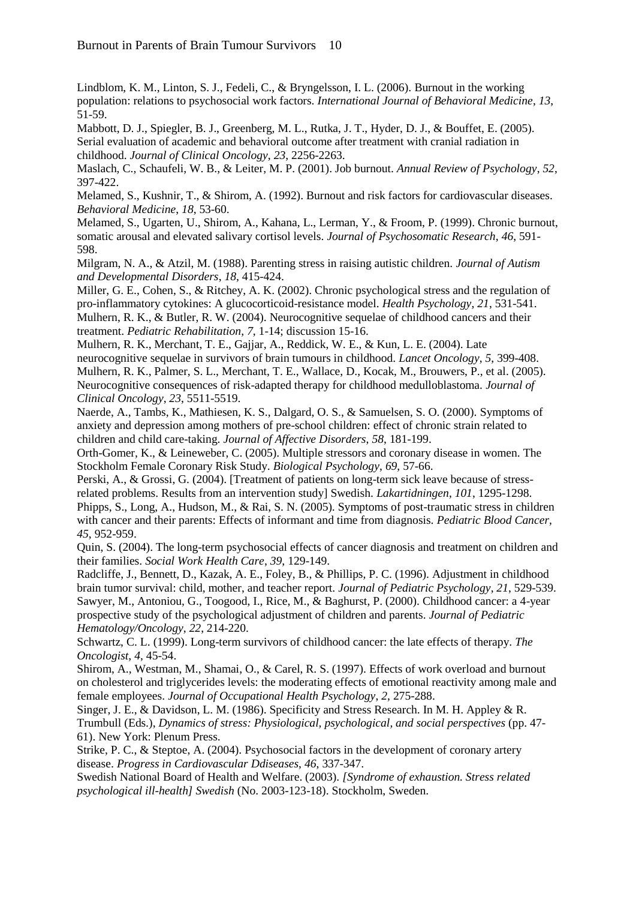Lindblom, K. M., Linton, S. J., Fedeli, C., & Bryngelsson, I. L. (2006). Burnout in the working population: relations to psychosocial work factors. *International Journal of Behavioral Medicine*, *13*, 51-59.

Mabbott, D. J., Spiegler, B. J., Greenberg, M. L., Rutka, J. T., Hyder, D. J., & Bouffet, E. (2005). Serial evaluation of academic and behavioral outcome after treatment with cranial radiation in childhood. *Journal of Clinical Oncology*, *23*, 2256-2263.

Maslach, C., Schaufeli, W. B., & Leiter, M. P. (2001). Job burnout. *Annual Review of Psychology*, *52*, 397-422.

Melamed, S., Kushnir, T., & Shirom, A. (1992). Burnout and risk factors for cardiovascular diseases. *Behavioral Medicine*, *18*, 53-60.

Melamed, S., Ugarten, U., Shirom, A., Kahana, L., Lerman, Y., & Froom, P. (1999). Chronic burnout, somatic arousal and elevated salivary cortisol levels. *Journal of Psychosomatic Research*, *46*, 591-598.

Milgram, N. A., & Atzil, M. (1988). Parenting stress in raising autistic children. *Journal of Autism and Developmental Disorders*, *18*, 415-424.

Miller, G. E., Cohen, S., & Ritchey, A. K. (2002). Chronic psychological stress and the regulation of pro-inflammatory cytokines: A glucocorticoid-resistance model. *Health Psychology*, *21*, 531-541.

Mulhern, R. K., & Butler, R. W. (2004). Neurocognitive sequelae of childhood cancers and their treatment. *Pediatric Rehabilitation*, *7*, 1-14; discussion 15-16.

Mulhern, R. K., Merchant, T. E., Gajjar, A., Reddick, W. E., & Kun, L. E. (2004). Late neurocognitive sequelae in survivors of brain tumours in childhood. *Lancet Oncology*, *5*, 399-408.

Mulhern, R. K., Palmer, S. L., Merchant, T. E., Wallace, D., Kocak, M., Brouwers, P., et al. (2005). Neurocognitive consequences of risk-adapted therapy for childhood medulloblastoma. *Journal of Clinical Oncology*, *23*, 5511-5519.

Naerde, A., Tambs, K., Mathiesen, K. S., Dalgard, O. S., & Samuelsen, S. O. (2000). Symptoms of anxiety and depression among mothers of pre-school children: effect of chronic strain related to children and child care-taking. *Journal of Affective Disorders*, *58*, 181-199.

Orth-Gomer, K., & Leineweber, C. (2005). Multiple stressors and coronary disease in women. The Stockholm Female Coronary Risk Study. *Biological Psychology*, *69*, 57-66.

Perski, A., & Grossi, G. (2004). [Treatment of patients on long-term sick leave because of stress-related problems. Results from an intervention study] Swedish. *Lakartidningen*, *101*, 1295-1298.

Phipps, S., Long, A., Hudson, M., & Rai, S. N. (2005). Symptoms of post-traumatic stress in children with cancer and their parents: Effects of informant and time from diagnosis. *Pediatric Blood Cancer, 45*, 952-959.

Quin, S. (2004). The long-term psychosocial effects of cancer diagnosis and treatment on children and their families. *Social Work Health Care*, *39*, 129-149.

Radcliffe, J., Bennett, D., Kazak, A. E., Foley, B., & Phillips, P. C. (1996). Adjustment in childhood brain tumor survival: child, mother, and teacher report. *Journal of Pediatric Psychology*, *21*, 529-539.

Sawyer, M., Antoniou, G., Toogood, I., Rice, M., & Baghurst, P. (2000). Childhood cancer: a 4-year prospective study of the psychological adjustment of children and parents. *Journal of Pediatric Hematology/Oncology*, *22*, 214-220.

Schwartz, C. L. (1999). Long-term survivors of childhood cancer: the late effects of therapy. *The Oncologist*, *4*, 45-54.

Shirom, A., Westman, M., Shamai, O., & Carel, R. S. (1997). Effects of work overload and burnout on cholesterol and triglycerides levels: the moderating effects of emotional reactivity among male and female employees. *Journal of Occupational Health Psychology*, *2*, 275-288.

Singer, J. E., & Davidson, L. M. (1986). Specificity and Stress Research. In M. H. Appley & R. Trumbull (Eds.), *Dynamics of stress: Physiological, psychological, and social perspectives* (pp. 47-61). New York: Plenum Press.

Strike, P. C., & Steptoe, A. (2004). Psychosocial factors in the development of coronary artery disease. *Progress in Cardiovascular Ddiseases*, *46*, 337-347.

Swedish National Board of Health and Welfare. (2003). *[Syndrome of exhaustion. Stress related psychological ill-health] Swedish* (No. 2003-123-18). Stockholm, Sweden.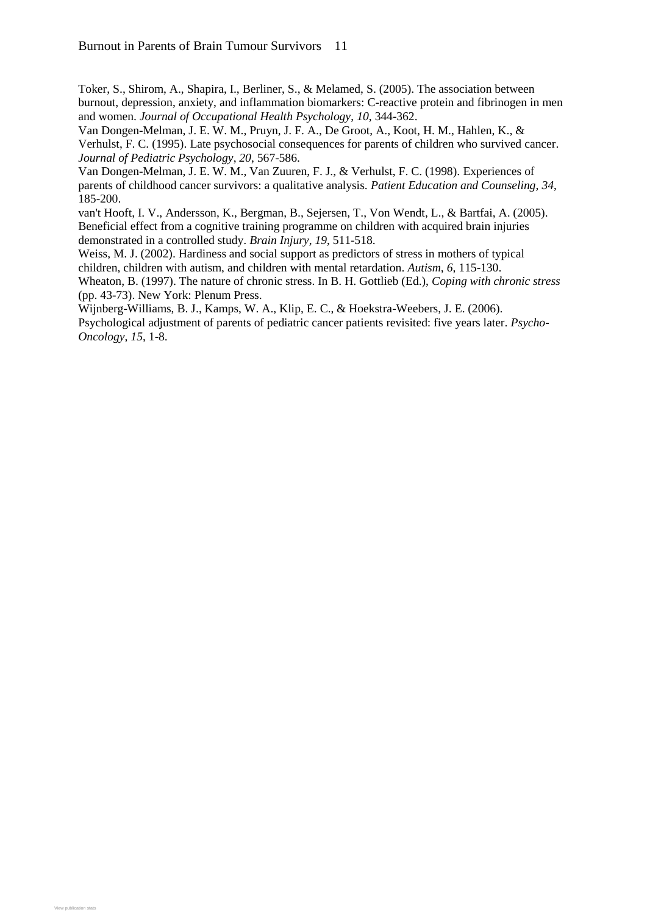Toker, S., Shirom, A., Shapira, I., Berliner, S., & Melamed, S. (2005). The association between burnout, depression, anxiety, and inflammation biomarkers: C-reactive protein and fibrinogen in men and women. *Journal of Occupational Health Psychology*, *10*, 344-362.

Van Dongen-Melman, J. E. W. M., Pruyn, J. F. A., De Groot, A., Koot, H. M., Hahlen, K., & Verhulst, F. C. (1995). Late psychosocial consequences for parents of children who survived cancer. *Journal of Pediatric Psychology*, *20*, 567-586.

Van Dongen-Melman, J. E. W. M., Van Zuuren, F. J., & Verhulst, F. C. (1998). Experiences of parents of childhood cancer survivors: a qualitative analysis. *Patient Education and Counseling*, *34*, 185-200.

van't Hooft, I. V., Andersson, K., Bergman, B., Sejersen, T., Von Wendt, L., & Bartfai, A. (2005). Beneficial effect from a cognitive training programme on children with acquired brain injuries demonstrated in a controlled study. *Brain Injury*, *19*, 511-518.

Weiss, M. J. (2002). Hardiness and social support as predictors of stress in mothers of typical children, children with autism, and children with mental retardation. *Autism*, *6*, 115-130.

Wheaton, B. (1997). The nature of chronic stress. In B. H. Gottlieb (Ed.), *Coping with chronic stress* (pp. 43-73). New York: Plenum Press.

Wijnberg-Williams, B. J., Kamps, W. A., Klip, E. C., & Hoekstra-Weebers, J. E. (2006). Psychological adjustment of parents of pediatric cancer patients revisited: five years later. *Psycho-Oncology*, *15*, 1-8.